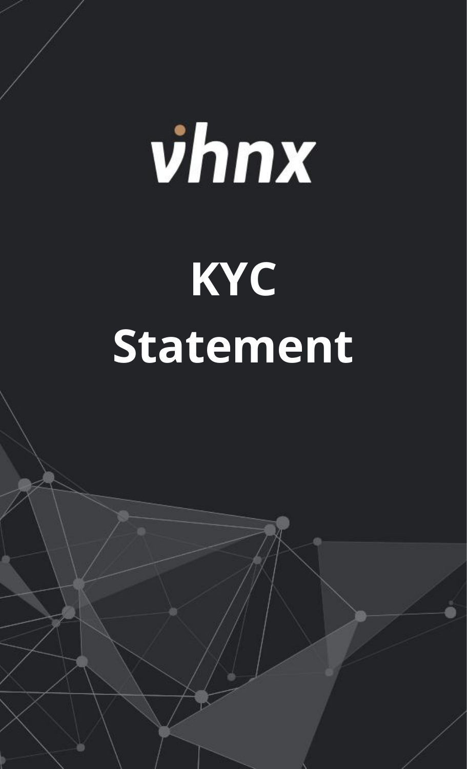vhnx

# KYC Statement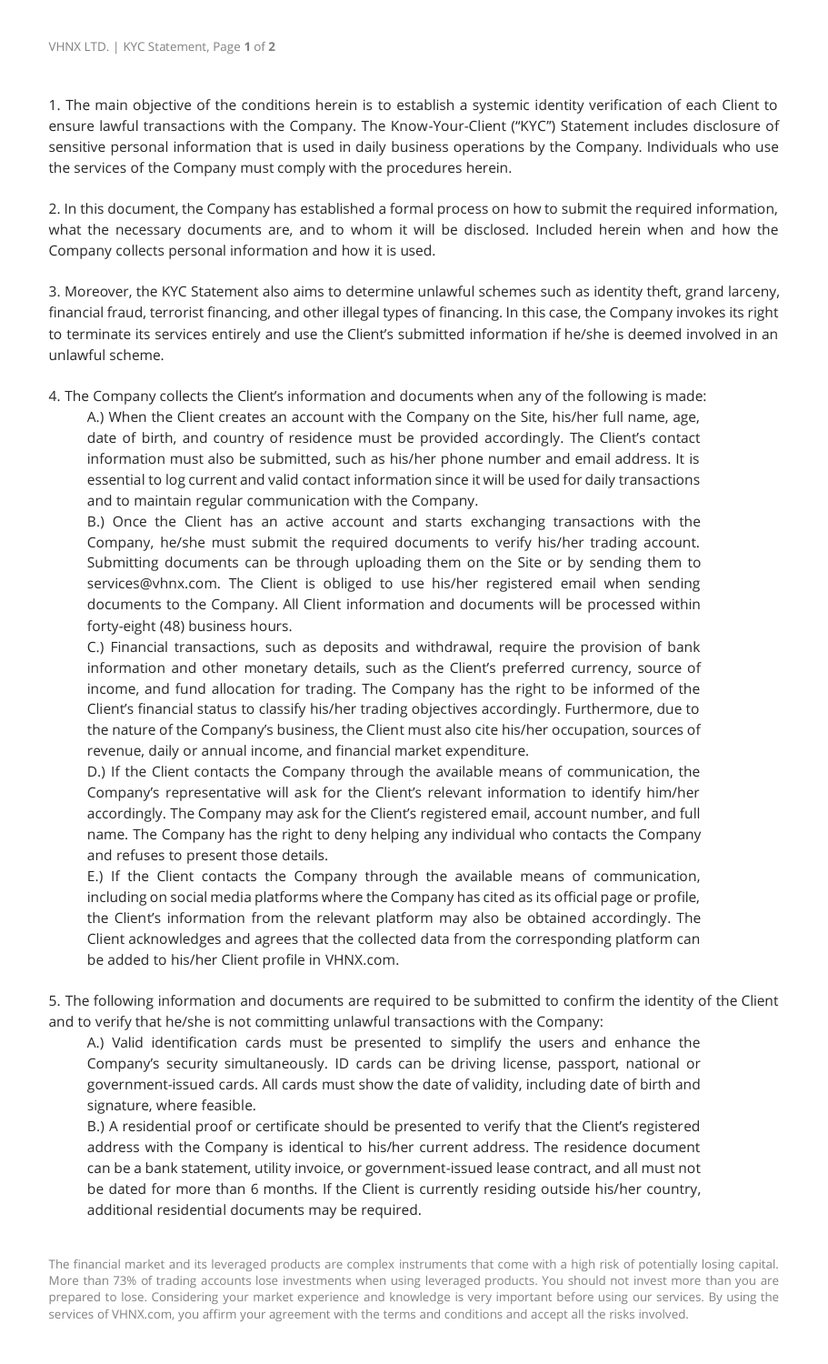1. The main objective of the conditions herein is to establish a systemic identity verification of each Client to ensure lawful transactions with the Company. The Know-Your-Client ("KYC") Statement includes disclosure of sensitive personal information that is used in daily business operations by the Company. Individuals who use the services of the Company must comply with the procedures herein.

2. In this document, the Company has established a formal process on how to submit the required information, what the necessary documents are, and to whom it will be disclosed. Included herein when and how the Company collects personal information and how it is used.

3. Moreover, the KYC Statement also aims to determine unlawful schemes such as identity theft, grand larceny, financial fraud, terrorist financing, and other illegal types of financing. In this case, the Company invokes its right to terminate its services entirely and use the Client's submitted information if he/she is deemed involved in an unlawful scheme.

4. The Company collects the Client's information and documents when any of the following is made:

   A.) When the Client creates an account with the Company on the Site, his/her full name, age, date of birth, and country of residence must be provided accordingly. The Client's contact information must also be submitted, such as his/her phone number and email address. It is essential to log current and valid contact information since it will be used for daily transactions and to maintain regular communication with the Company.

   B.) Once the Client has an active account and starts exchanging transactions with the Company, he/she must submit the required documents to verify his/her trading account. Submitting documents can be through uploading them on the Site or by sending them to services@vhnx.com. The Client is obliged to use his/her registered email when sending documents to the Company. All Client information and documents will be processed within forty-eight (48) business hours.

   C.) Financial transactions, such as deposits and withdrawal, require the provision of bank information and other monetary details, such as the Client's preferred currency, source of income, and fund allocation for trading. The Company has the right to be informed of the Client's financial status to classify his/her trading objectives accordingly. Furthermore, due to the nature of the Company's business, the Client must also cite his/her occupation, sources of revenue, daily or annual income, and financial market expenditure.

   D.) If the Client contacts the Company through the available means of communication, the Company's representative will ask for the Client's relevant information to identify him/her accordingly. The Company may ask for the Client's registered email, account number, and full name. The Company has the right to deny helping any individual who contacts the Company and refuses to present those details.

   E.) If the Client contacts the Company through the available means of communication, including on social media platforms where the Company has cited as its official page or profile, the Client's information from the relevant platform may also be obtained accordingly. The Client acknowledges and agrees that the collected data from the corresponding platform can be added to his/her Client profile in VHNX.com.

5. The following information and documents are required to be submitted to confirm the identity of the Client and to verify that he/she is not committing unlawful transactions with the Company:

   A.) Valid identification cards must be presented to simplify the users and enhance the Company's security simultaneously. ID cards can be driving license, passport, national or government-issued cards. All cards must show the date of validity, including date of birth and signature, where feasible.

   B.) A residential proof or certificate should be presented to verify that the Client's registered address with the Company is identical to his/her current address. The residence document can be a bank statement, utility invoice, or government-issued lease contract, and all must not be dated for more than 6 months. If the Client is currently residing outside his/her country, additional residential documents may be required.

The financial market and its leveraged products are complex instruments that come with a high risk of potentially losing capital. More than 73% of trading accounts lose investments when using leveraged products. You should not invest more than you are prepared to lose. Considering your market experience and knowledge is very important before using our services. By using the services of VHNX.com, you affirm your agreement with the terms and conditions and accept all the risks involved.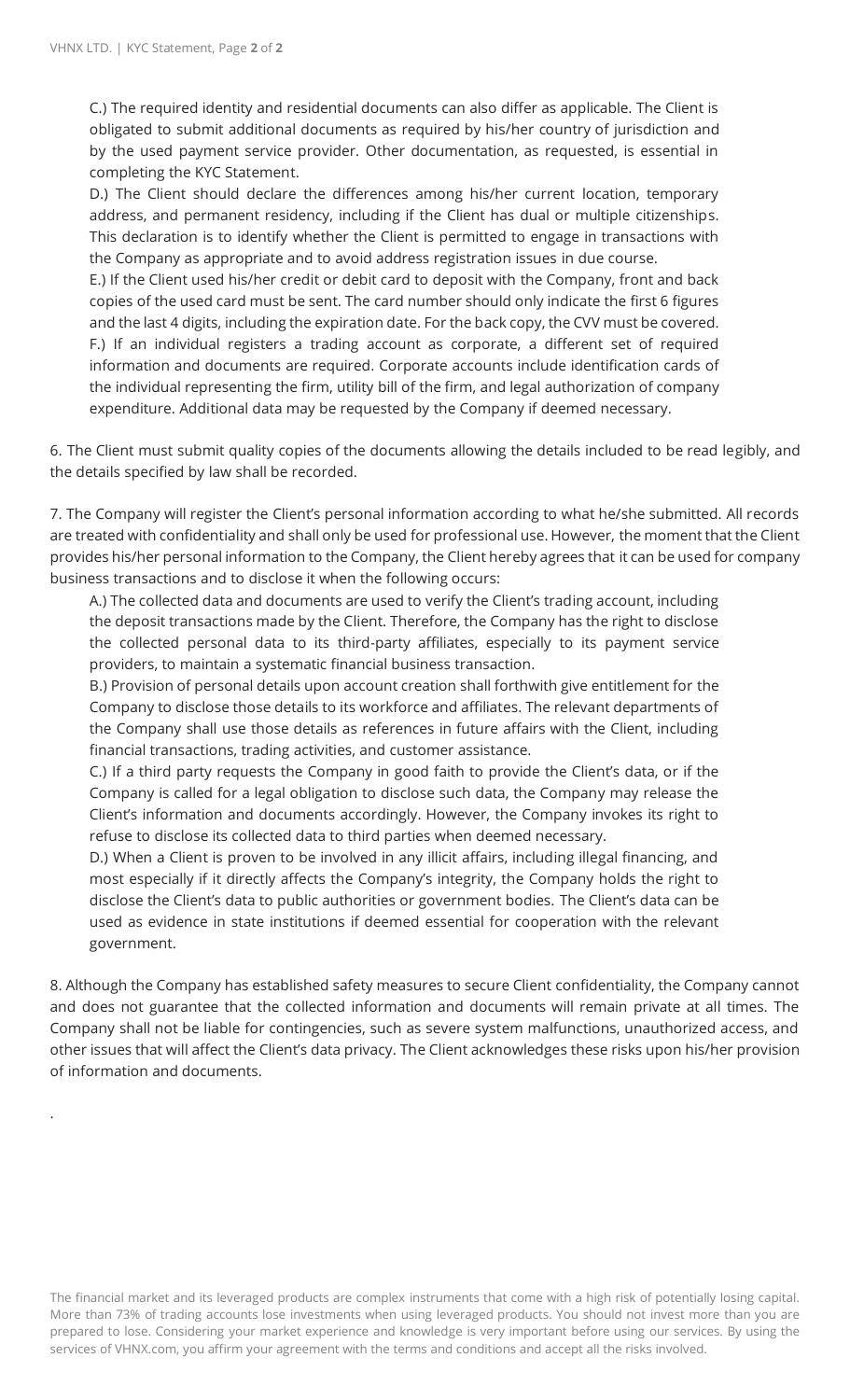C.) The required identity and residential documents can also differ as applicable. The Client is obligated to submit additional documents as required by his/her country of jurisdiction and by the used payment service provider. Other documentation, as requested, is essential in completing the KYC Statement.

D.) The Client should declare the differences among his/her current location, temporary address, and permanent residency, including if the Client has dual or multiple citizenships. This declaration is to identify whether the Client is permitted to engage in transactions with the Company as appropriate and to avoid address registration issues in due course.

E.) If the Client used his/her credit or debit card to deposit with the Company, front and back copies of the used card must be sent. The card number should only indicate the first 6 figures and the last 4 digits, including the expiration date. For the back copy, the CVV must be covered.

F.) If an individual registers a trading account as corporate, a different set of required information and documents are required. Corporate accounts include identification cards of the individual representing the firm, utility bill of the firm, and legal authorization of company expenditure. Additional data may be requested by the Company if deemed necessary.

6. The Client must submit quality copies of the documents allowing the details included to be read legibly, and the details specified by law shall be recorded.

7. The Company will register the Client's personal information according to what he/she submitted. All records are treated with confidentiality and shall only be used for professional use. However, the moment that the Client provides his/her personal information to the Company, the Client hereby agrees that it can be used for company business transactions and to disclose it when the following occurs:

A.) The collected data and documents are used to verify the Client's trading account, including the deposit transactions made by the Client. Therefore, the Company has the right to disclose the collected personal data to its third-party affiliates, especially to its payment service providers, to maintain a systematic financial business transaction.

B.) Provision of personal details upon account creation shall forthwith give entitlement for the Company to disclose those details to its workforce and affiliates. The relevant departments of the Company shall use those details as references in future affairs with the Client, including financial transactions, trading activities, and customer assistance.

C.) If a third party requests the Company in good faith to provide the Client's data, or if the Company is called for a legal obligation to disclose such data, the Company may release the Client's information and documents accordingly. However, the Company invokes its right to refuse to disclose its collected data to third parties when deemed necessary.

D.) When a Client is proven to be involved in any illicit affairs, including illegal financing, and most especially if it directly affects the Company's integrity, the Company holds the right to disclose the Client's data to public authorities or government bodies. The Client's data can be used as evidence in state institutions if deemed essential for cooperation with the relevant government.

8. Although the Company has established safety measures to secure Client confidentiality, the Company cannot and does not guarantee that the collected information and documents will remain private at all times. The Company shall not be liable for contingencies, such as severe system malfunctions, unauthorized access, and other issues that will affect the Client's data privacy. The Client acknowledges these risks upon his/her provision of information and documents.

.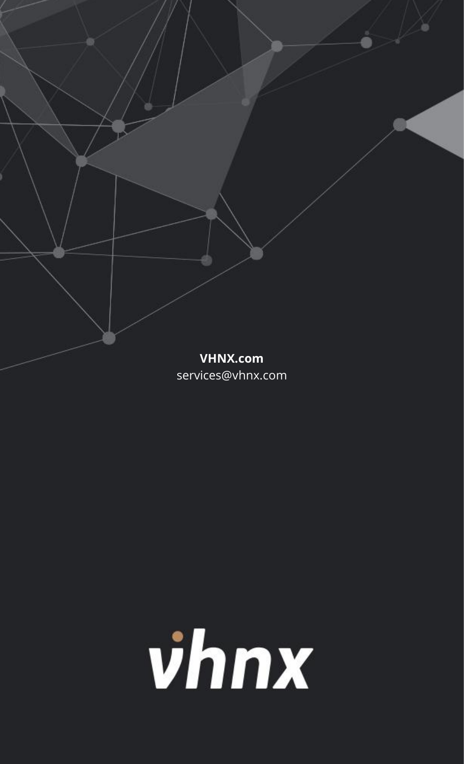**VHNX.com**
services@vhnx.com

vhnx